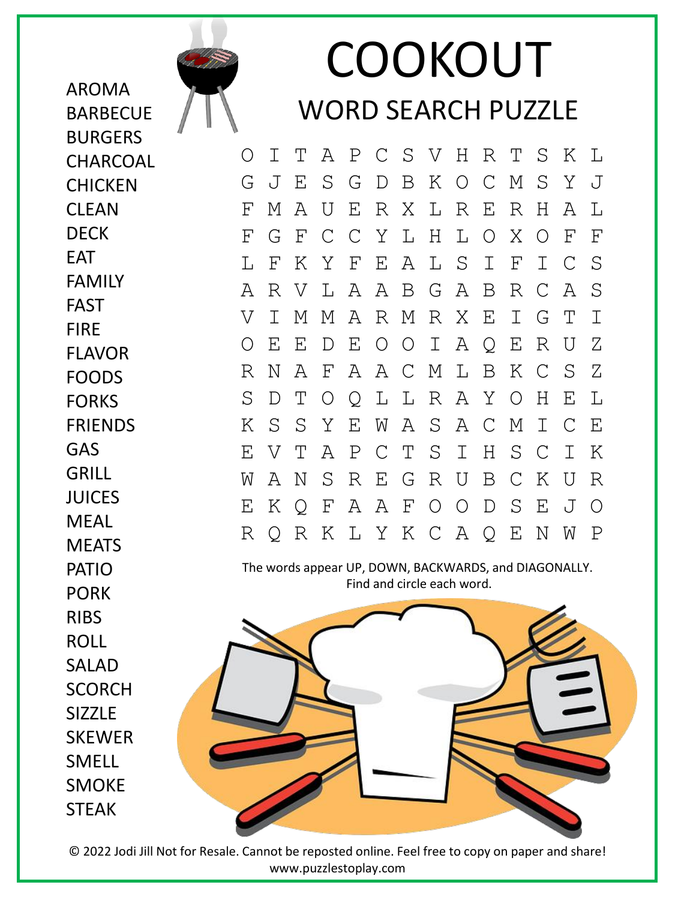# COOKOUT

## WORD SEARCH PUZZLE

AROMA
BARBECUE
BURGERS
CHARCOAL
CHICKEN
CLEAN
DECK
EAT
FAMILY
FAST
FIRE
FLAVOR
FOODS
FORKS
FRIENDS
GAS
GRILL
JUICES
MEAL
MEATS
PATIO
PORK
RIBS
ROLL
SALAD
SCORCH
SIZZLE
SKEWER
SMELL
SMOKE
STEAK

```
O I T A P C S V H R T S K L
G J E S G D B K O C M S Y J
F M A U E R X L R E R H A L
F G F C C Y L H L O X O F F
L F K Y F E A L S I F I C S
A R V L A A B G A B R C A S
V I M M A R M R X E I G T I
O E E D E O O I A Q E R U Z
R N A F A A C M L B K C S Z
S D T O Q L L R A Y O H E L
K S S Y E W A S A C M I C E
E V T A P C T S I H S C I K
W A N S R E G R U B C K U R
E K Q F A A F O O D S E J O
R Q R K L Y K C A Q E N W P
```

The words appear UP, DOWN, BACKWARDS, and DIAGONALLY.
Find and circle each word.

© 2022 Jodi Jill Not for Resale. Cannot be reposted online. Feel free to copy on paper and share!
www.puzzlestoplay.com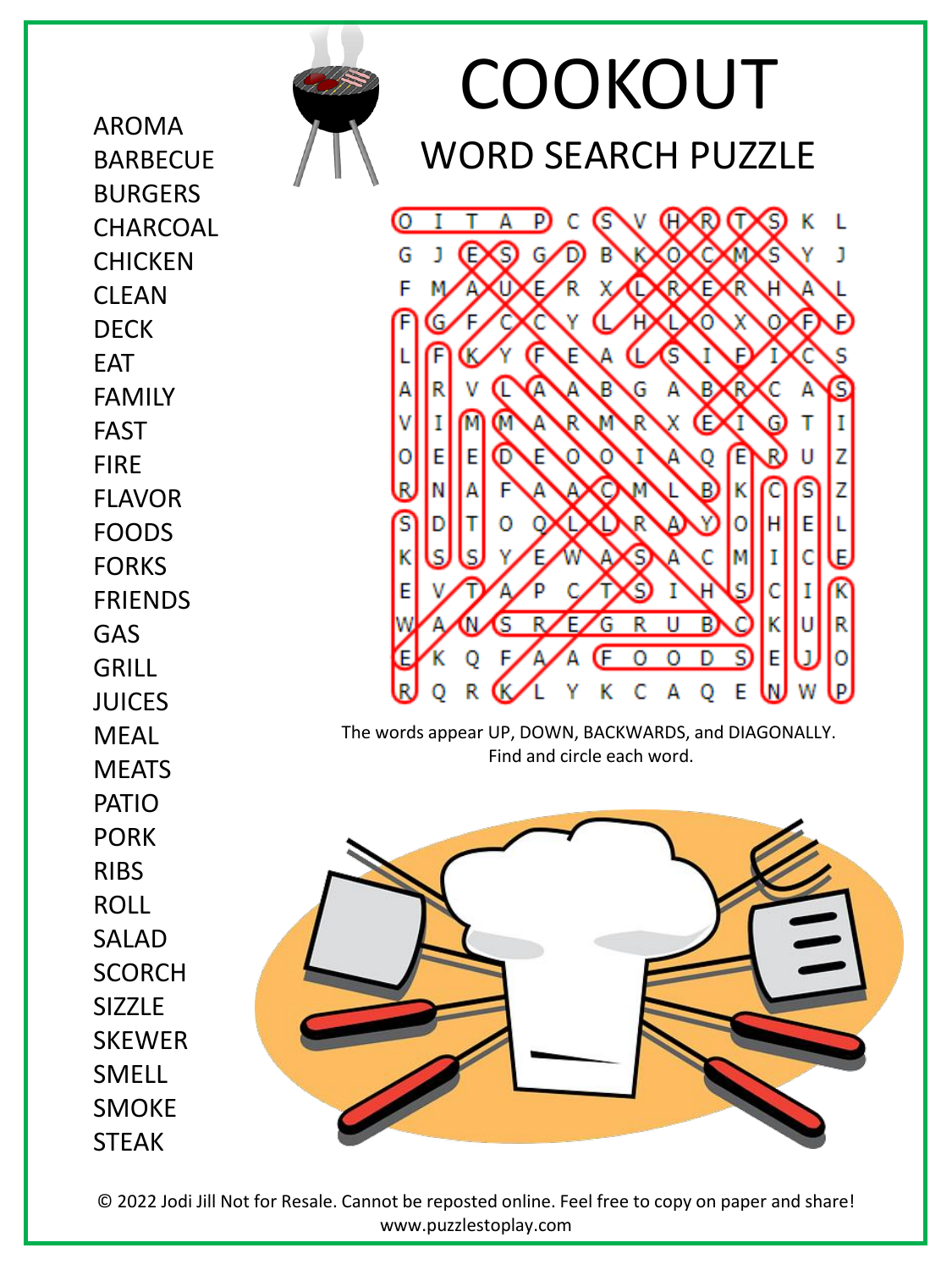# COOKOUT

## WORD SEARCH PUZZLE

- AROMA
- BARBECUE
- BURGERS
- CHARCOAL
- CHICKEN
- CLEAN
- DECK
- EAT
- FAMILY
- FAST
- FIRE
- FLAVOR
- FOODS
- FORKS
- FRIENDS
- GAS
- GRILL
- JUICES
- MEAL
- MEATS
- PATIO
- PORK
- RIBS
- ROLL
- SALAD
- SCORCH
- SIZZLE
- SKEWER
- SMELL
- SMOKE
- STEAK

| | | | | | | | | | | | | | |
|---|---|---|---|---|---|---|---|---|---|---|---|---|---|
| O | I | T | A | P | C | S | V | H | R | T | S | K | L |
| G | J | E | S | G | D | B | K | O | C | M | S | Y | J |
| F | M | A | U | E | R | X | L | R | E | R | H | A | L |
| F | G | F | C | C | Y | L | H | L | O | X | O | F | F |
| L | F | K | Y | F | E | A | L | S | I | F | I | C | S |
| A | R | V | L | A | A | B | G | A | B | R | C | A | S |
| V | I | M | M | A | R | M | R | X | E | I | G | T | I |
| O | E | E | D | E | O | O | I | A | Q | E | R | U | Z |
| R | N | A | F | A | A | C | M | L | B | K | C | S | Z |
| S | D | T | O | Q | L | L | R | A | Y | O | H | E | L |
| K | S | S | Y | E | W | A | S | A | C | M | I | C | E |
| E | V | T | A | P | C | T | S | I | H | S | C | I | K |
| W | A | N | S | R | E | G | R | U | B | C | K | U | R |
| E | K | Q | F | A | A | F | O | O | D | S | E | J | O |
| R | Q | R | K | L | Y | K | C | A | Q | E | N | W | P |

The words appear UP, DOWN, BACKWARDS, and DIAGONALLY.
Find and circle each word.

© 2022 Jodi Jill Not for Resale. Cannot be reposted online. Feel free to copy on paper and share!
www.puzzlestoplay.com